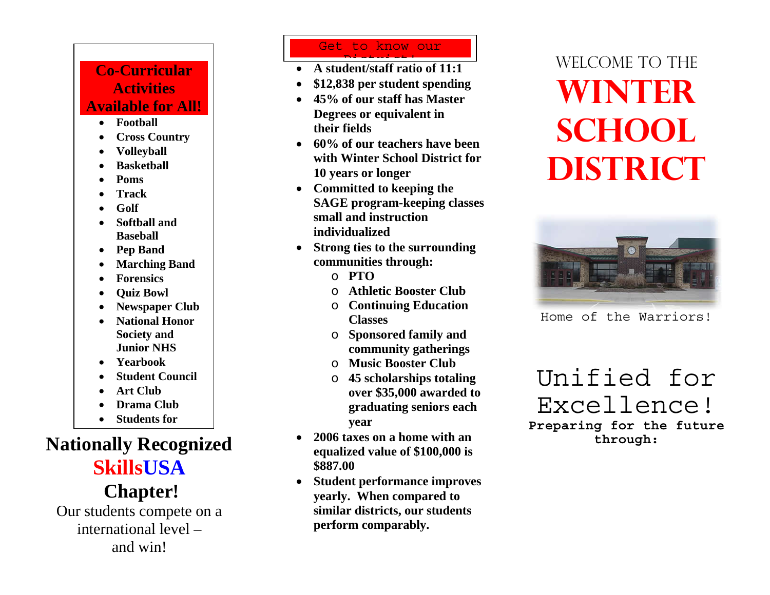## Co-Curricular Activities Available for All!

- Football
- Cross Country
- Volleyball
- Basketball
- Poms
- Track
- Golf
- Softball and Baseball
- Pep Band
- Marching Band
- Forensics
- Quiz Bowl
- Newspaper Club
- National Honor Society and Junior NHS
- Yearbook
- Student Council
- Art Club
- Drama Club
- Students for

## Nationally Recognized SkillsUSA Chapter!

Our students compete on a international level – and win!

## Get to know our District!

- **A student/staff ratio of 11:1**
- **$12,838 per student spending**
- **45% of our staff has Master Degrees or equivalent in their fields**
- **60% of our teachers have been with Winter School District for 10 years or longer**
- **Committed to keeping the SAGE program-keeping classes small and instruction individualized**
- **Strong ties to the surrounding communities through:**
  - **PTO**
  - **Athletic Booster Club**
  - **Continuing Education Classes**
  - **Sponsored family and community gatherings**
  - **Music Booster Club**
  - **45 scholarships totaling over $35,000 awarded to graduating seniors each year**
- **2006 taxes on a home with an equalized value of $100,000 is $887.00**
- **Student performance improves yearly. When compared to similar districts, our students perform comparably.**

WELCOME TO THE

# WINTER SCHOOL DISTRICT

Home of the Warriors!

## Unified for Excellence!

**Preparing for the future through:**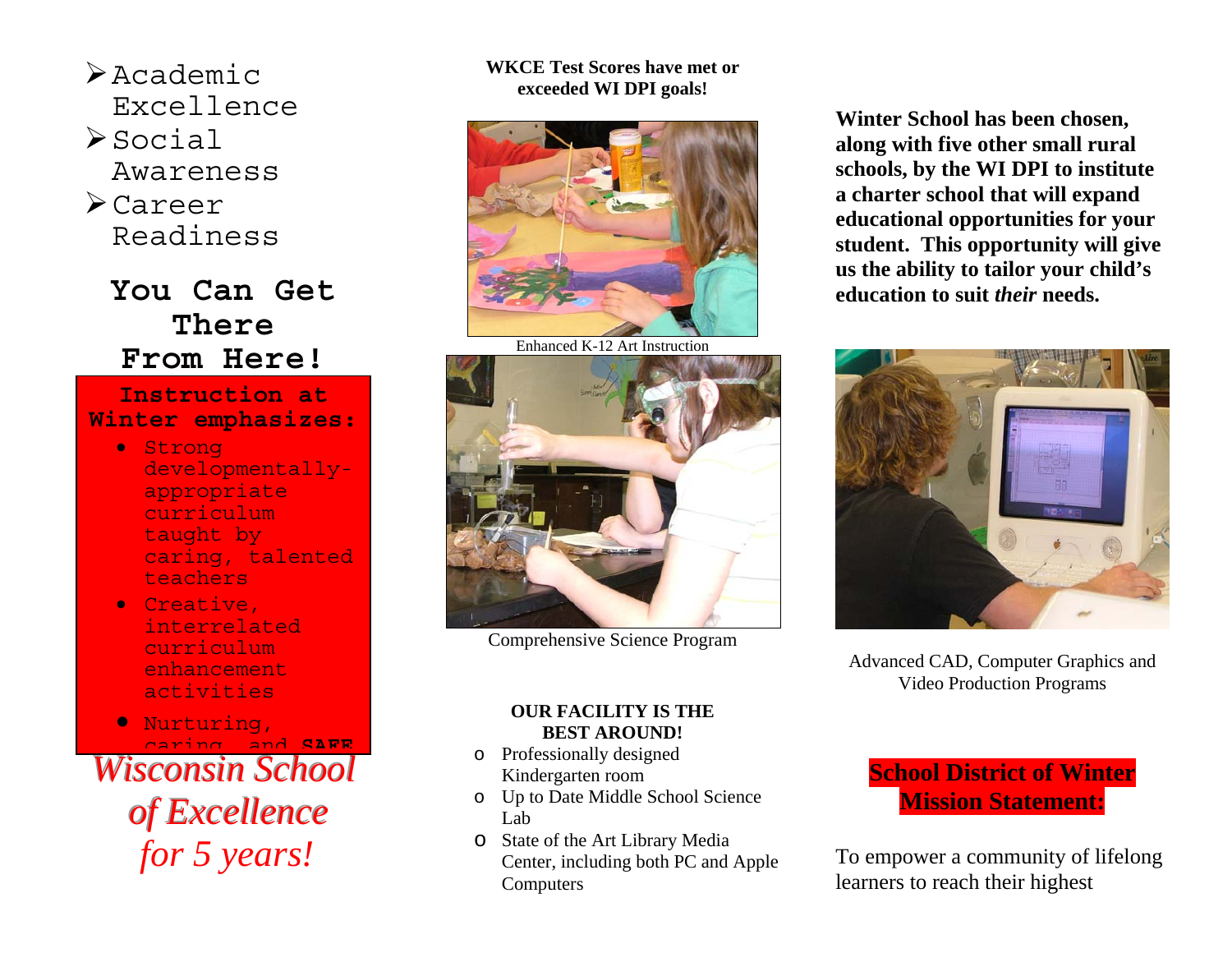- Academic Excellence
- Social Awareness
- Career Readiness

## You Can Get There From Here!

**Instruction at Winter emphasizes:**

- Strong developmentally-appropriate curriculum taught by caring, talented teachers
- Creative, interrelated curriculum enhancement activities
- Nurturing, caring, and SAFE

*Wisconsin School of Excellence for 5 years!*

**WKCE Test Scores have met or exceeded WI DPI goals!**

Enhanced K-12 Art Instruction

Comprehensive Science Program

**OUR FACILITY IS THE BEST AROUND!**

- Professionally designed Kindergarten room
- Up to Date Middle School Science Lab
- State of the Art Library Media Center, including both PC and Apple Computers

**Winter School has been chosen, along with five other small rural schools, by the WI DPI to institute a charter school that will expand educational opportunities for your student. This opportunity will give us the ability to tailor your child's education to suit *their* needs.**

Advanced CAD, Computer Graphics and Video Production Programs

## School District of Winter Mission Statement:

To empower a community of lifelong learners to reach their highest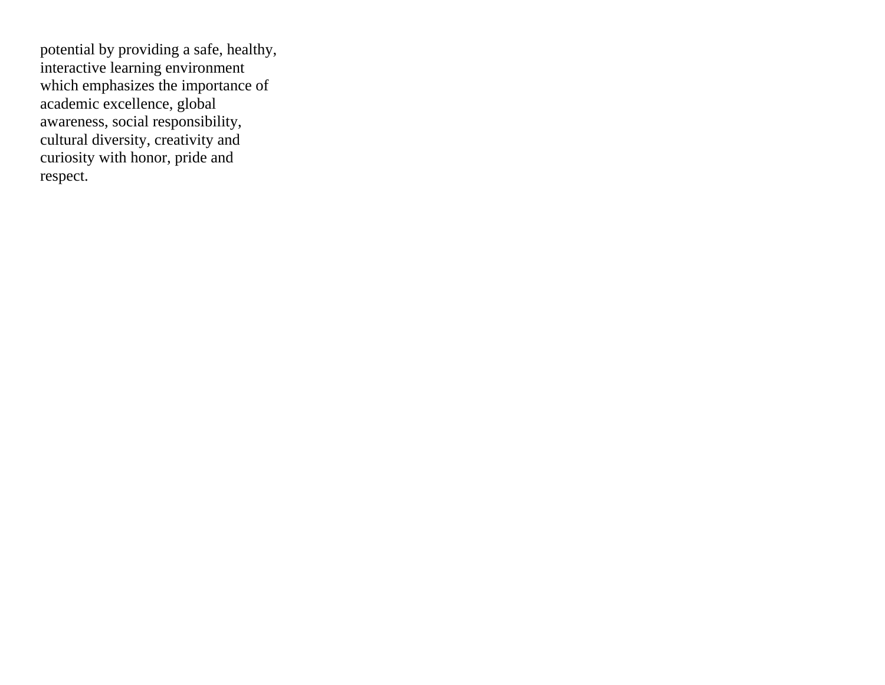potential by providing a safe, healthy, interactive learning environment which emphasizes the importance of academic excellence, global awareness, social responsibility, cultural diversity, creativity and curiosity with honor, pride and respect.